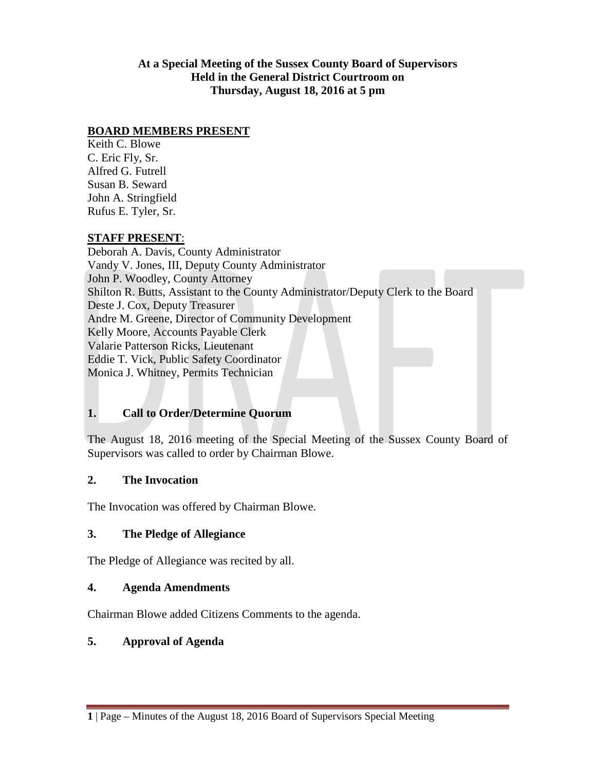**At a Special Meeting of the Sussex County Board of Supervisors**
**Held in the General District Courtroom on**
**Thursday, August 18, 2016 at 5 pm**

**BOARD MEMBERS PRESENT**

Keith C. Blowe
C. Eric Fly, Sr.
Alfred G. Futrell
Susan B. Seward
John A. Stringfield
Rufus E. Tyler, Sr.

**STAFF PRESENT**:

Deborah A. Davis, County Administrator
Vandy V. Jones, III, Deputy County Administrator
John P. Woodley, County Attorney
Shilton R. Butts, Assistant to the County Administrator/Deputy Clerk to the Board
Deste J. Cox, Deputy Treasurer
Andre M. Greene, Director of Community Development
Kelly Moore, Accounts Payable Clerk
Valarie Patterson Ricks, Lieutenant
Eddie T. Vick, Public Safety Coordinator
Monica J. Whitney, Permits Technician

## 1. Call to Order/Determine Quorum

The August 18, 2016 meeting of the Special Meeting of the Sussex County Board of Supervisors was called to order by Chairman Blowe.

## 2. The Invocation

The Invocation was offered by Chairman Blowe.

## 3. The Pledge of Allegiance

The Pledge of Allegiance was recited by all.

## 4. Agenda Amendments

Chairman Blowe added Citizens Comments to the agenda.

## 5. Approval of Agenda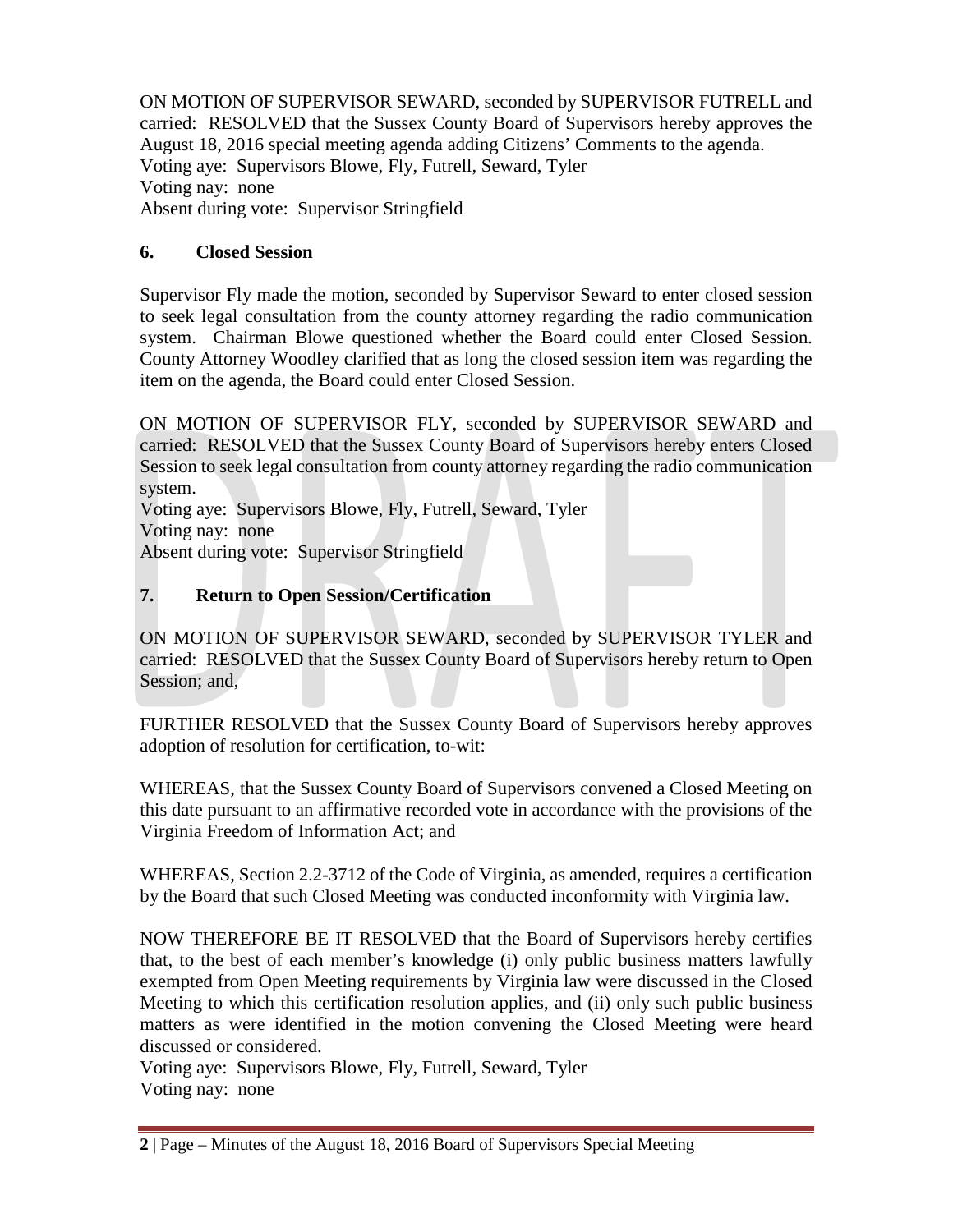ON MOTION OF SUPERVISOR SEWARD, seconded by SUPERVISOR FUTRELL and carried: RESOLVED that the Sussex County Board of Supervisors hereby approves the August 18, 2016 special meeting agenda adding Citizens' Comments to the agenda.
Voting aye: Supervisors Blowe, Fly, Futrell, Seward, Tyler
Voting nay: none
Absent during vote: Supervisor Stringfield

## 6. Closed Session

Supervisor Fly made the motion, seconded by Supervisor Seward to enter closed session to seek legal consultation from the county attorney regarding the radio communication system. Chairman Blowe questioned whether the Board could enter Closed Session. County Attorney Woodley clarified that as long the closed session item was regarding the item on the agenda, the Board could enter Closed Session.

ON MOTION OF SUPERVISOR FLY, seconded by SUPERVISOR SEWARD and carried: RESOLVED that the Sussex County Board of Supervisors hereby enters Closed Session to seek legal consultation from county attorney regarding the radio communication system.
Voting aye: Supervisors Blowe, Fly, Futrell, Seward, Tyler
Voting nay: none
Absent during vote: Supervisor Stringfield

## 7. Return to Open Session/Certification

ON MOTION OF SUPERVISOR SEWARD, seconded by SUPERVISOR TYLER and carried: RESOLVED that the Sussex County Board of Supervisors hereby return to Open Session; and,

FURTHER RESOLVED that the Sussex County Board of Supervisors hereby approves adoption of resolution for certification, to-wit:

WHEREAS, that the Sussex County Board of Supervisors convened a Closed Meeting on this date pursuant to an affirmative recorded vote in accordance with the provisions of the Virginia Freedom of Information Act; and

WHEREAS, Section 2.2-3712 of the Code of Virginia, as amended, requires a certification by the Board that such Closed Meeting was conducted inconformity with Virginia law.

NOW THEREFORE BE IT RESOLVED that the Board of Supervisors hereby certifies that, to the best of each member's knowledge (i) only public business matters lawfully exempted from Open Meeting requirements by Virginia law were discussed in the Closed Meeting to which this certification resolution applies, and (ii) only such public business matters as were identified in the motion convening the Closed Meeting were heard discussed or considered.
Voting aye: Supervisors Blowe, Fly, Futrell, Seward, Tyler
Voting nay: none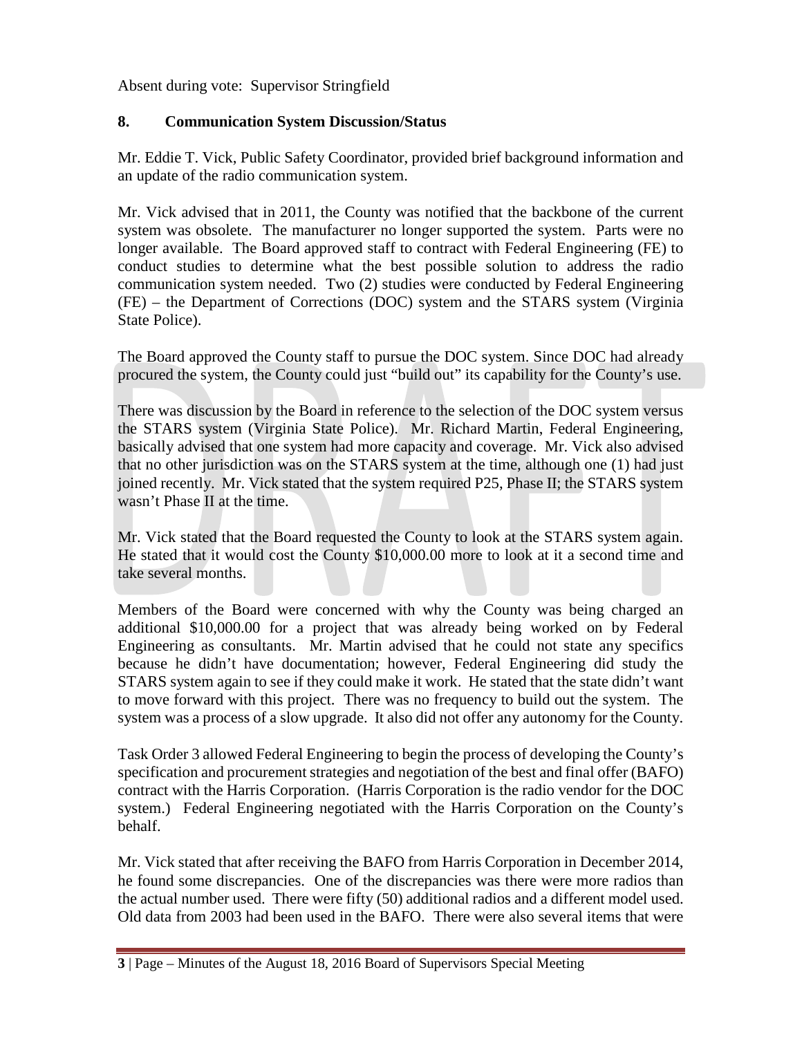Absent during vote: Supervisor Stringfield

## 8. Communication System Discussion/Status

Mr. Eddie T. Vick, Public Safety Coordinator, provided brief background information and an update of the radio communication system.

Mr. Vick advised that in 2011, the County was notified that the backbone of the current system was obsolete. The manufacturer no longer supported the system. Parts were no longer available. The Board approved staff to contract with Federal Engineering (FE) to conduct studies to determine what the best possible solution to address the radio communication system needed. Two (2) studies were conducted by Federal Engineering (FE) – the Department of Corrections (DOC) system and the STARS system (Virginia State Police).

The Board approved the County staff to pursue the DOC system. Since DOC had already procured the system, the County could just "build out" its capability for the County's use.

There was discussion by the Board in reference to the selection of the DOC system versus the STARS system (Virginia State Police). Mr. Richard Martin, Federal Engineering, basically advised that one system had more capacity and coverage. Mr. Vick also advised that no other jurisdiction was on the STARS system at the time, although one (1) had just joined recently. Mr. Vick stated that the system required P25, Phase II; the STARS system wasn't Phase II at the time.

Mr. Vick stated that the Board requested the County to look at the STARS system again. He stated that it would cost the County $10,000.00 more to look at it a second time and take several months.

Members of the Board were concerned with why the County was being charged an additional $10,000.00 for a project that was already being worked on by Federal Engineering as consultants. Mr. Martin advised that he could not state any specifics because he didn't have documentation; however, Federal Engineering did study the STARS system again to see if they could make it work. He stated that the state didn't want to move forward with this project. There was no frequency to build out the system. The system was a process of a slow upgrade. It also did not offer any autonomy for the County.

Task Order 3 allowed Federal Engineering to begin the process of developing the County's specification and procurement strategies and negotiation of the best and final offer (BAFO) contract with the Harris Corporation. (Harris Corporation is the radio vendor for the DOC system.) Federal Engineering negotiated with the Harris Corporation on the County's behalf.

Mr. Vick stated that after receiving the BAFO from Harris Corporation in December 2014, he found some discrepancies. One of the discrepancies was there were more radios than the actual number used. There were fifty (50) additional radios and a different model used. Old data from 2003 had been used in the BAFO. There were also several items that were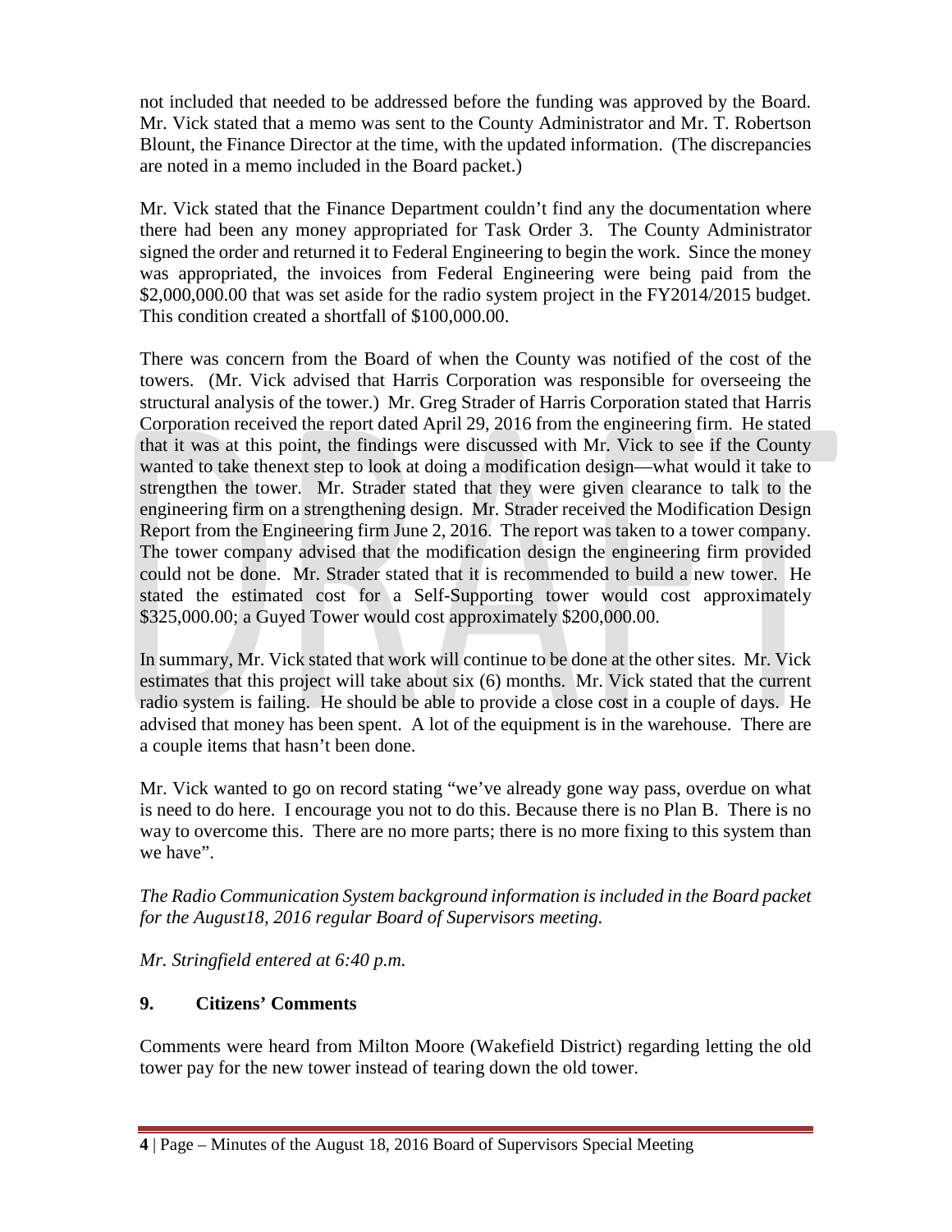not included that needed to be addressed before the funding was approved by the Board. Mr. Vick stated that a memo was sent to the County Administrator and Mr. T. Robertson Blount, the Finance Director at the time, with the updated information. (The discrepancies are noted in a memo included in the Board packet.)

Mr. Vick stated that the Finance Department couldn't find any the documentation where there had been any money appropriated for Task Order 3. The County Administrator signed the order and returned it to Federal Engineering to begin the work. Since the money was appropriated, the invoices from Federal Engineering were being paid from the $2,000,000.00 that was set aside for the radio system project in the FY2014/2015 budget. This condition created a shortfall of $100,000.00.

There was concern from the Board of when the County was notified of the cost of the towers. (Mr. Vick advised that Harris Corporation was responsible for overseeing the structural analysis of the tower.) Mr. Greg Strader of Harris Corporation stated that Harris Corporation received the report dated April 29, 2016 from the engineering firm. He stated that it was at this point, the findings were discussed with Mr. Vick to see if the County wanted to take thenext step to look at doing a modification design—what would it take to strengthen the tower. Mr. Strader stated that they were given clearance to talk to the engineering firm on a strengthening design. Mr. Strader received the Modification Design Report from the Engineering firm June 2, 2016. The report was taken to a tower company. The tower company advised that the modification design the engineering firm provided could not be done. Mr. Strader stated that it is recommended to build a new tower. He stated the estimated cost for a Self-Supporting tower would cost approximately $325,000.00; a Guyed Tower would cost approximately $200,000.00.

In summary, Mr. Vick stated that work will continue to be done at the other sites. Mr. Vick estimates that this project will take about six (6) months. Mr. Vick stated that the current radio system is failing. He should be able to provide a close cost in a couple of days. He advised that money has been spent. A lot of the equipment is in the warehouse. There are a couple items that hasn't been done.

Mr. Vick wanted to go on record stating "we've already gone way pass, overdue on what is need to do here. I encourage you not to do this. Because there is no Plan B. There is no way to overcome this. There are no more parts; there is no more fixing to this system than we have".

*The Radio Communication System background information is included in the Board packet for the August18, 2016 regular Board of Supervisors meeting.*

*Mr. Stringfield entered at 6:40 p.m.*

## 9. Citizens' Comments

Comments were heard from Milton Moore (Wakefield District) regarding letting the old tower pay for the new tower instead of tearing down the old tower.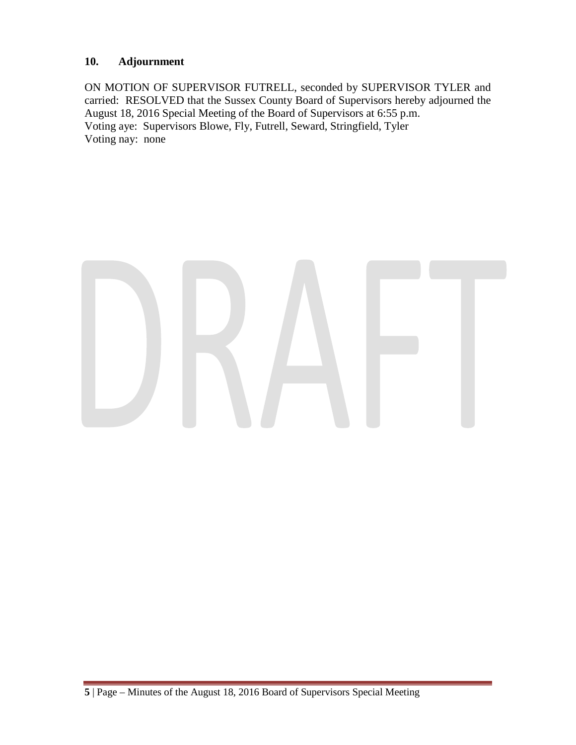## 10. Adjournment

ON MOTION OF SUPERVISOR FUTRELL, seconded by SUPERVISOR TYLER and carried: RESOLVED that the Sussex County Board of Supervisors hereby adjourned the August 18, 2016 Special Meeting of the Board of Supervisors at 6:55 p.m.
Voting aye: Supervisors Blowe, Fly, Futrell, Seward, Stringfield, Tyler
Voting nay: none